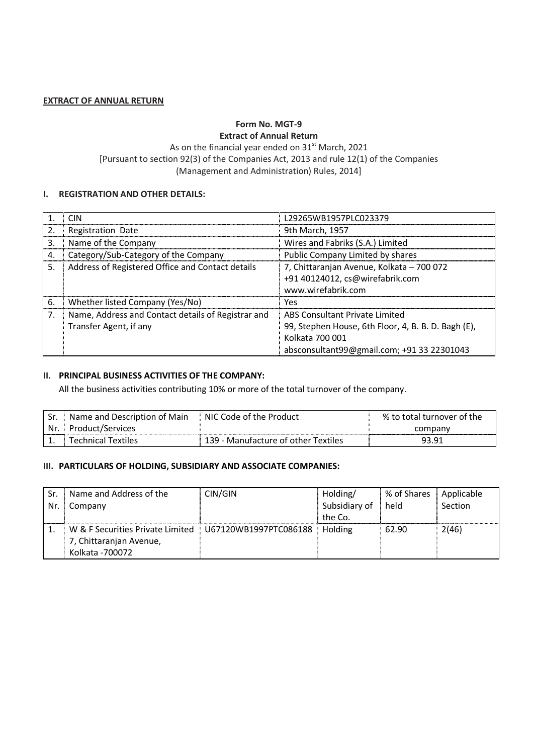**EXTRACT OF ANNUAL RETURN**

**Form No. MGT-9**

**Extract of Annual Return**

As on the financial year ended on 31st March, 2021

[Pursuant to section 92(3) of the Companies Act, 2013 and rule 12(1) of the Companies (Management and Administration) Rules, 2014]

## I. REGISTRATION AND OTHER DETAILS:

| | | |
|---|---|---|
| 1. | CIN | L29265WB1957PLC023379 |
| 2. | Registration Date | 9th March, 1957 |
| 3. | Name of the Company | Wires and Fabriks (S.A.) Limited |
| 4. | Category/Sub-Category of the Company | Public Company Limited by shares |
| 5. | Address of Registered Office and Contact details | 7, Chittaranjan Avenue, Kolkata – 700 072<br>+91 40124012, cs@wirefabrik.com<br>www.wirefabrik.com |
| 6. | Whether listed Company (Yes/No) | Yes |
| 7. | Name, Address and Contact details of Registrar and Transfer Agent, if any | ABS Consultant Private Limited<br>99, Stephen House, 6th Floor, 4, B. B. D. Bagh (E), Kolkata 700 001<br>absconsultant99@gmail.com; +91 33 22301043 |

## II. PRINCIPAL BUSINESS ACTIVITIES OF THE COMPANY:

All the business activities contributing 10% or more of the total turnover of the company.

| Sr. Nr. | Name and Description of Main Product/Services | NIC Code of the Product | % to total turnover of the company |
|---|---|---|---|
| 1. | Technical Textiles | 139 - Manufacture of other Textiles | 93.91 |

## III. PARTICULARS OF HOLDING, SUBSIDIARY AND ASSOCIATE COMPANIES:

| Sr. Nr. | Name and Address of the Company | CIN/GIN | Holding/ Subsidiary of the Co. | % of Shares held | Applicable Section |
|---|---|---|---|---|---|
| 1. | W & F Securities Private Limited<br>7, Chittaranjan Avenue, Kolkata -700072 | U67120WB1997PTC086188 | Holding | 62.90 | 2(46) |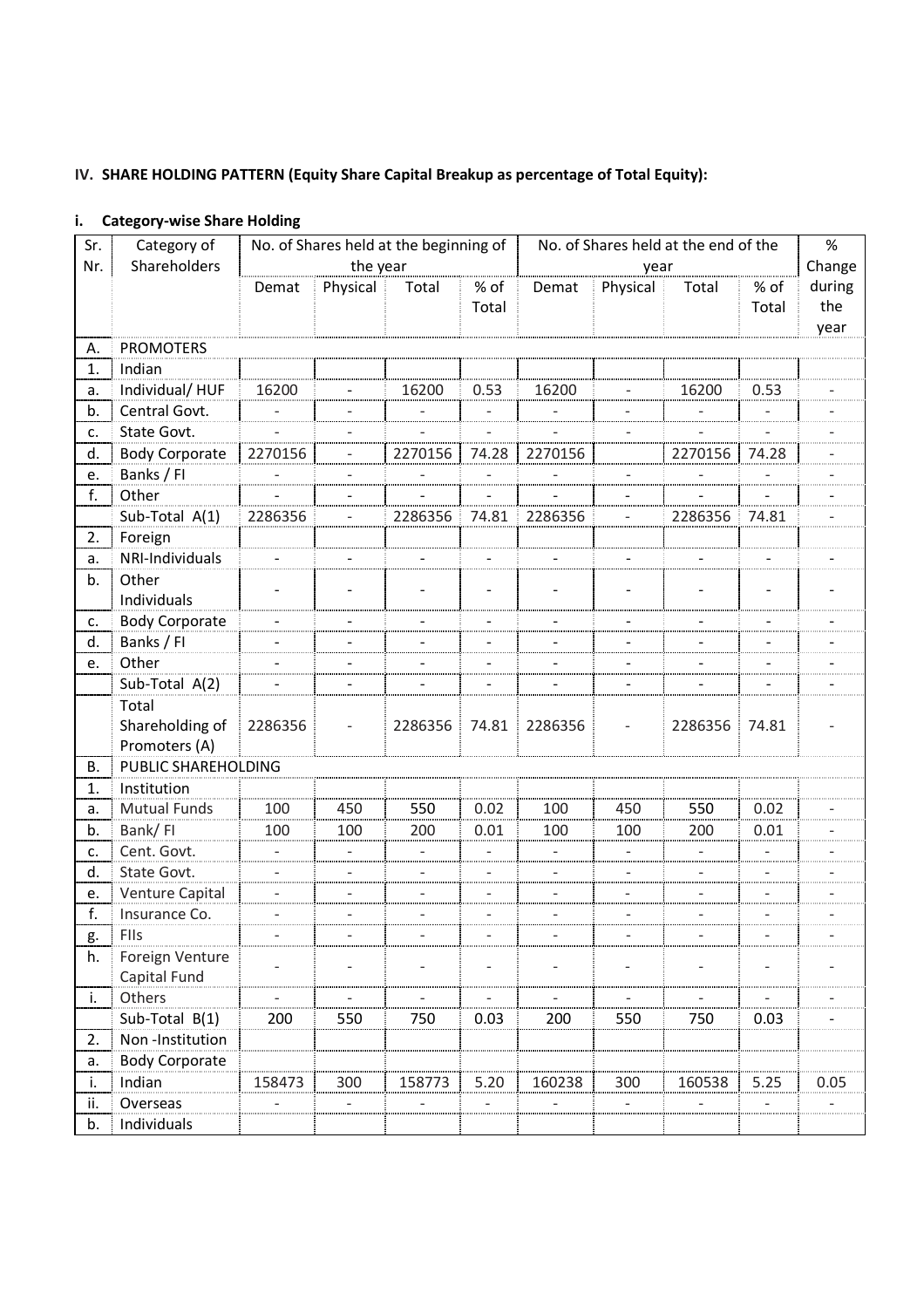## IV. SHARE HOLDING PATTERN (Equity Share Capital Breakup as percentage of Total Equity):

### i. Category-wise Share Holding

| Sr. Nr. | Category of Shareholders | No. of Shares held at the beginning of the year | | | | No. of Shares held at the end of the year | | | | % Change during the year |
|---|---|---|---|---|---|---|---|---|---|---|
| | | Demat | Physical | Total | % of Total | Demat | Physical | Total | % of Total | |
| A. | PROMOTERS | | | | | | | | | |
| 1. | Indian | | | | | | | | | |
| a. | Individual/ HUF | 16200 | - | 16200 | 0.53 | 16200 | - | 16200 | 0.53 | - |
| b. | Central Govt. | - | - | - | - | - | - | - | - | - |
| c. | State Govt. | - | - | - | - | - | - | - | - | - |
| d. | Body Corporate | 2270156 | - | 2270156 | 74.28 | 2270156 | | 2270156 | 74.28 | - |
| e. | Banks / FI | - | - | - | - | - | - | - | - | - |
| f. | Other | - | - | - | - | - | - | - | - | - |
| | Sub-Total A(1) | 2286356 | - | 2286356 | 74.81 | 2286356 | - | 2286356 | 74.81 | - |
| 2. | Foreign | | | | | | | | | |
| a. | NRI-Individuals | - | - | - | - | - | - | - | - | - |
| b. | Other Individuals | - | - | - | - | - | - | - | - | - |
| c. | Body Corporate | - | - | - | - | - | - | - | - | - |
| d. | Banks / FI | - | - | - | - | - | - | - | - | - |
| e. | Other | - | - | - | - | - | - | - | - | - |
| | Sub-Total A(2) | - | - | - | - | - | - | - | - | - |
| | Total Shareholding of Promoters (A) | 2286356 | - | 2286356 | 74.81 | 2286356 | - | 2286356 | 74.81 | - |
| B. | PUBLIC SHAREHOLDING | | | | | | | | | |
| 1. | Institution | | | | | | | | | |
| a. | Mutual Funds | 100 | 450 | 550 | 0.02 | 100 | 450 | 550 | 0.02 | - |
| b. | Bank/ FI | 100 | 100 | 200 | 0.01 | 100 | 100 | 200 | 0.01 | - |
| c. | Cent. Govt. | - | - | - | - | - | - | - | - | - |
| d. | State Govt. | - | - | - | - | - | - | - | - | - |
| e. | Venture Capital | - | - | - | - | - | - | - | - | - |
| f. | Insurance Co. | - | - | - | - | - | - | - | - | - |
| g. | FIIs | - | - | - | - | - | - | - | - | - |
| h. | Foreign Venture Capital Fund | - | - | - | - | - | - | - | - | - |
| i. | Others | - | - | - | - | - | - | - | - | - |
| | Sub-Total B(1) | 200 | 550 | 750 | 0.03 | 200 | 550 | 750 | 0.03 | - |
| 2. | Non -Institution | | | | | | | | | |
| a. | Body Corporate | | | | | | | | | |
| i. | Indian | 158473 | 300 | 158773 | 5.20 | 160238 | 300 | 160538 | 5.25 | 0.05 |
| ii. | Overseas | - | - | - | - | - | - | - | - | - |
| b. | Individuals | | | | | | | | | |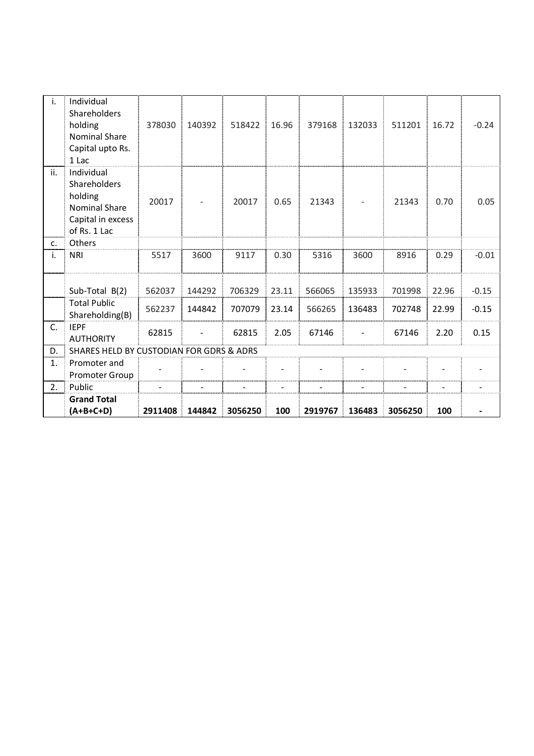| i. | Individual Shareholders holding Nominal Share Capital upto Rs. 1 Lac | 378030 | 140392 | 518422 | 16.96 | 379168 | 132033 | 511201 | 16.72 | -0.24 |
|---|---|---|---|---|---|---|---|---|---|---|
| ii. | Individual Shareholders holding Nominal Share Capital in excess of Rs. 1 Lac | 20017 | - | 20017 | 0.65 | 21343 | - | 21343 | 0.70 | 0.05 |
| c. | Others | | | | | | | | | |
| i. | NRI | 5517 | 3600 | 9117 | 0.30 | 5316 | 3600 | 8916 | 0.29 | -0.01 |
| | Sub-Total B(2) | 562037 | 144292 | 706329 | 23.11 | 566065 | 135933 | 701998 | 22.96 | -0.15 |
| | Total Public Shareholding(B) | 562237 | 144842 | 707079 | 23.14 | 566265 | 136483 | 702748 | 22.99 | -0.15 |
| C. | IEPF AUTHORITY | 62815 | - | 62815 | 2.05 | 67146 | - | 67146 | 2.20 | 0.15 |
| D. | SHARES HELD BY CUSTODIAN FOR GDRS & ADRS | | | | | | | | | |
| 1. | Promoter and Promoter Group | - | - | - | - | - | - | - | - | - |
| 2. | Public | - | - | - | - | - | - | - | - | - |
| | **Grand Total (A+B+C+D)** | **2911408** | **144842** | **3056250** | **100** | **2919767** | **136483** | **3056250** | **100** | **-** |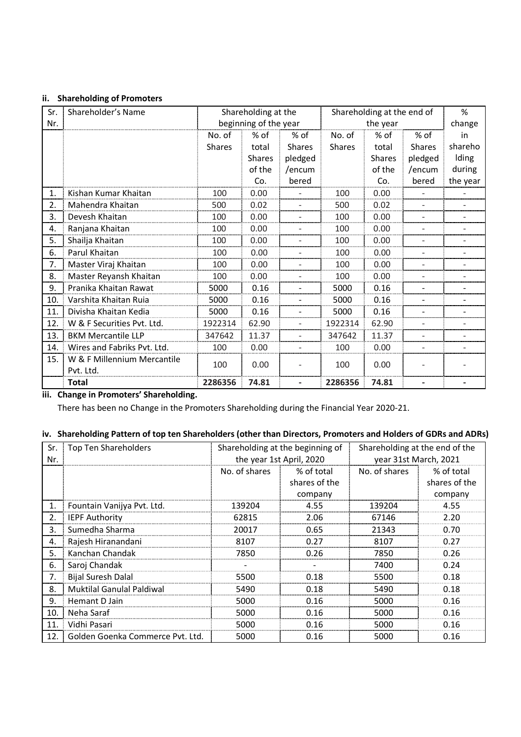### ii. Shareholding of Promoters

| Sr. Nr. | Shareholder's Name | Shareholding at the beginning of the year | | | Shareholding at the end of the year | | | % change in shareholding during the year |
|---|---|---|---|---|---|---|---|---|
| | | No. of Shares | % of total Shares of the Co. | % of Shares pledged /encumbered | No. of Shares | % of total Shares of the Co. | % of Shares pledged /encumbered | |
| 1. | Kishan Kumar Khaitan | 100 | 0.00 | - | 100 | 0.00 | - | - |
| 2. | Mahendra Khaitan | 500 | 0.02 | - | 500 | 0.02 | - | - |
| 3. | Devesh Khaitan | 100 | 0.00 | - | 100 | 0.00 | - | - |
| 4. | Ranjana Khaitan | 100 | 0.00 | - | 100 | 0.00 | - | - |
| 5. | Shailja Khaitan | 100 | 0.00 | - | 100 | 0.00 | - | - |
| 6. | Parul Khaitan | 100 | 0.00 | - | 100 | 0.00 | - | - |
| 7. | Master Viraj Khaitan | 100 | 0.00 | - | 100 | 0.00 | - | - |
| 8. | Master Reyansh Khaitan | 100 | 0.00 | - | 100 | 0.00 | - | - |
| 9. | Pranika Khaitan Rawat | 5000 | 0.16 | - | 5000 | 0.16 | - | - |
| 10. | Varshita Khaitan Ruia | 5000 | 0.16 | - | 5000 | 0.16 | - | - |
| 11. | Divisha Khaitan Kedia | 5000 | 0.16 | - | 5000 | 0.16 | - | - |
| 12. | W & F Securities Pvt. Ltd. | 1922314 | 62.90 | - | 1922314 | 62.90 | - | - |
| 13. | BKM Mercantile LLP | 347642 | 11.37 | - | 347642 | 11.37 | - | - |
| 14. | Wires and Fabriks Pvt. Ltd. | 100 | 0.00 | - | 100 | 0.00 | - | - |
| 15. | W & F Millennium Mercantile Pvt. Ltd. | 100 | 0.00 | - | 100 | 0.00 | - | - |
| | **Total** | **2286356** | **74.81** | **-** | **2286356** | **74.81** | **-** | **-** |

### iii. Change in Promoters' Shareholding.

There has been no Change in the Promoters Shareholding during the Financial Year 2020-21.

### iv. Shareholding Pattern of top ten Shareholders (other than Directors, Promoters and Holders of GDRs and ADRs)

| Sr. Nr. | Top Ten Shareholders | Shareholding at the beginning of the year 1st April, 2020 | | Shareholding at the end of the year 31st March, 2021 | |
|---|---|---|---|---|---|
| | | No. of shares | % of total shares of the company | No. of shares | % of total shares of the company |
| 1. | Fountain Vanijya Pvt. Ltd. | 139204 | 4.55 | 139204 | 4.55 |
| 2. | IEPF Authority | 62815 | 2.06 | 67146 | 2.20 |
| 3. | Sumedha Sharma | 20017 | 0.65 | 21343 | 0.70 |
| 4. | Rajesh Hiranandani | 8107 | 0.27 | 8107 | 0.27 |
| 5. | Kanchan Chandak | 7850 | 0.26 | 7850 | 0.26 |
| 6. | Saroj Chandak | - | - | 7400 | 0.24 |
| 7. | Bijal Suresh Dalal | 5500 | 0.18 | 5500 | 0.18 |
| 8. | Muktilal Ganulal Paldiwal | 5490 | 0.18 | 5490 | 0.18 |
| 9. | Hemant D Jain | 5000 | 0.16 | 5000 | 0.16 |
| 10. | Neha Saraf | 5000 | 0.16 | 5000 | 0.16 |
| 11. | Vidhi Pasari | 5000 | 0.16 | 5000 | 0.16 |
| 12. | Golden Goenka Commerce Pvt. Ltd. | 5000 | 0.16 | 5000 | 0.16 |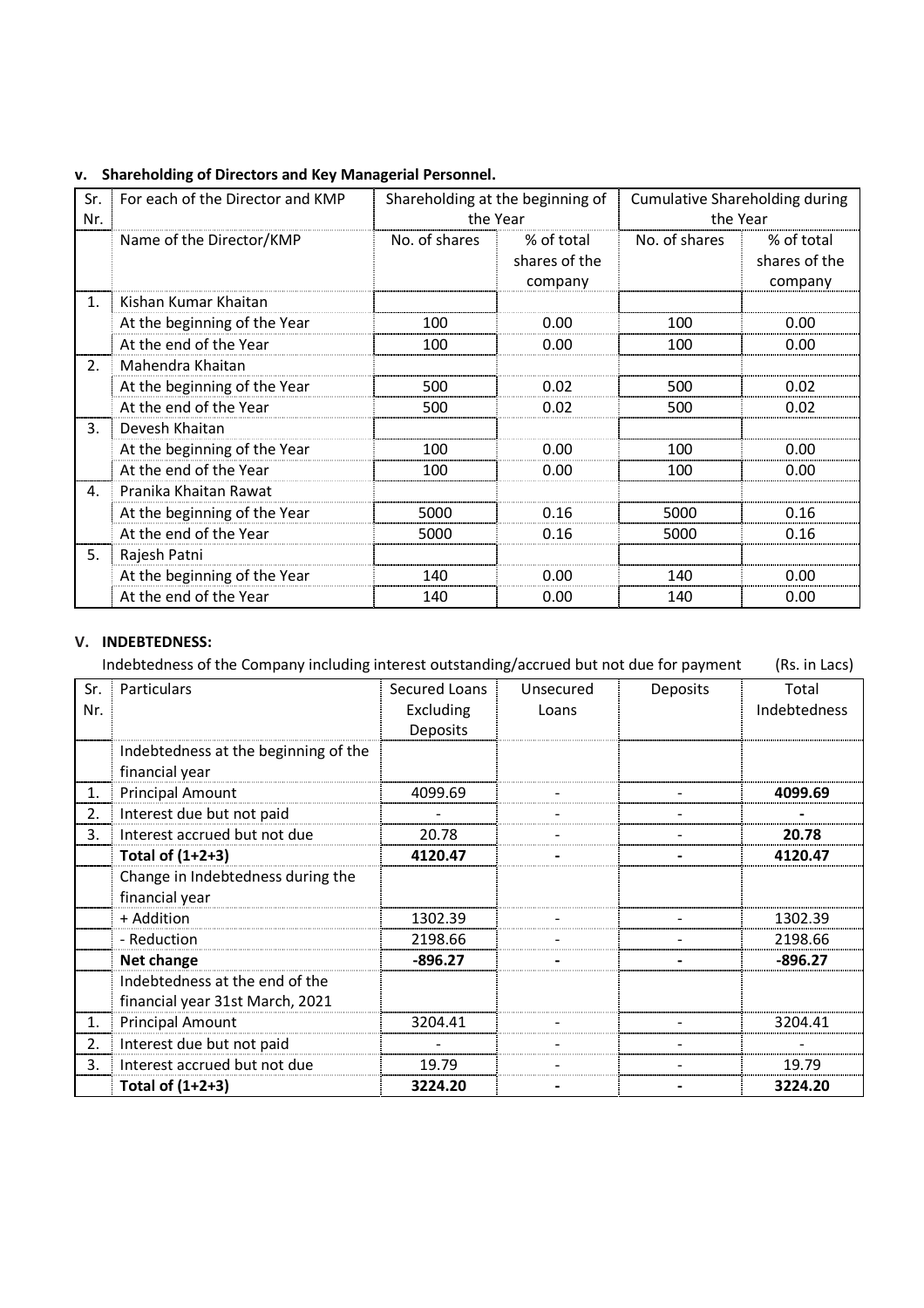### v. Shareholding of Directors and Key Managerial Personnel.

| Sr. Nr. | For each of the Director and KMP | Shareholding at the beginning of the Year | | Cumulative Shareholding during the Year | |
|---|---|---|---|---|---|
| | Name of the Director/KMP | No. of shares | % of total shares of the company | No. of shares | % of total shares of the company |
| 1. | Kishan Kumar Khaitan | | | | |
| | At the beginning of the Year | 100 | 0.00 | 100 | 0.00 |
| | At the end of the Year | 100 | 0.00 | 100 | 0.00 |
| 2. | Mahendra Khaitan | | | | |
| | At the beginning of the Year | 500 | 0.02 | 500 | 0.02 |
| | At the end of the Year | 500 | 0.02 | 500 | 0.02 |
| 3. | Devesh Khaitan | | | | |
| | At the beginning of the Year | 100 | 0.00 | 100 | 0.00 |
| | At the end of the Year | 100 | 0.00 | 100 | 0.00 |
| 4. | Pranika Khaitan Rawat | | | | |
| | At the beginning of the Year | 5000 | 0.16 | 5000 | 0.16 |
| | At the end of the Year | 5000 | 0.16 | 5000 | 0.16 |
| 5. | Rajesh Patni | | | | |
| | At the beginning of the Year | 140 | 0.00 | 140 | 0.00 |
| | At the end of the Year | 140 | 0.00 | 140 | 0.00 |

### V. INDEBTEDNESS:

Indebtedness of the Company including interest outstanding/accrued but not due for payment (Rs. in Lacs)

| Sr. Nr. | Particulars | Secured Loans Excluding Deposits | Unsecured Loans | Deposits | Total Indebtedness |
|---|---|---|---|---|---|
| | Indebtedness at the beginning of the financial year | | | | |
| 1. | Principal Amount | 4099.69 | - | - | **4099.69** |
| 2. | Interest due but not paid | - | - | - | **-** |
| 3. | Interest accrued but not due | 20.78 | - | - | **20.78** |
| | **Total of (1+2+3)** | **4120.47** | **-** | **-** | **4120.47** |
| | Change in Indebtedness during the financial year | | | | |
| | + Addition | 1302.39 | - | - | 1302.39 |
| | - Reduction | 2198.66 | - | - | 2198.66 |
| | **Net change** | **-896.27** | **-** | **-** | **-896.27** |
| | Indebtedness at the end of the financial year 31st March, 2021 | | | | |
| 1. | Principal Amount | 3204.41 | - | - | 3204.41 |
| 2. | Interest due but not paid | - | - | - | - |
| 3. | Interest accrued but not due | 19.79 | - | - | 19.79 |
| | **Total of (1+2+3)** | **3224.20** | **-** | **-** | **3224.20** |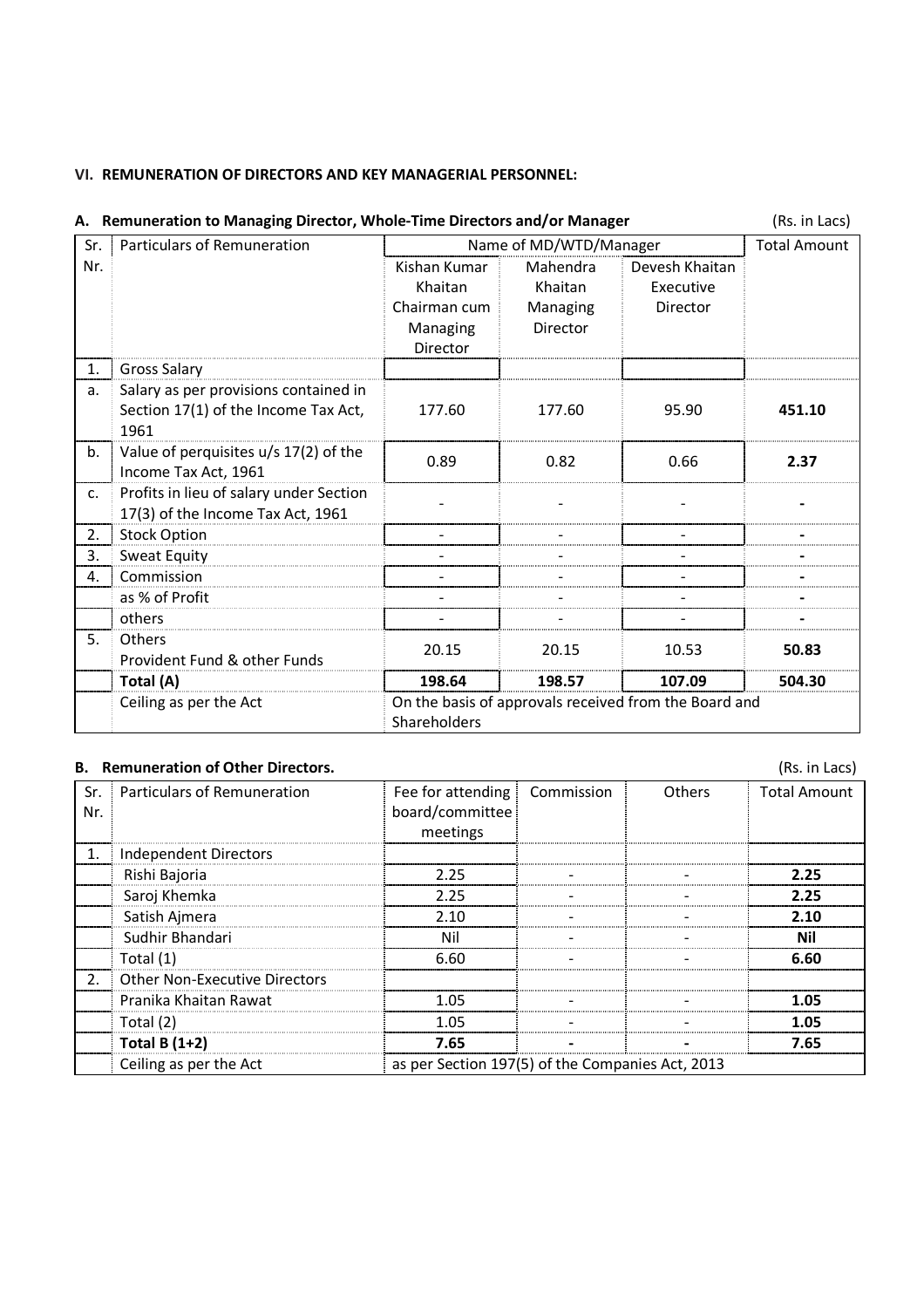### VI. REMUNERATION OF DIRECTORS AND KEY MANAGERIAL PERSONNEL:

**A. Remuneration to Managing Director, Whole-Time Directors and/or Manager** (Rs. in Lacs)

| Sr. Nr. | Particulars of Remuneration | Name of MD/WTD/Manager | | | Total Amount |
|---|---|---|---|---|---|
| | | Kishan Kumar Khaitan Chairman cum Managing Director | Mahendra Khaitan Managing Director | Devesh Khaitan Executive Director | |
| 1. | Gross Salary | | | | |
| a. | Salary as per provisions contained in Section 17(1) of the Income Tax Act, 1961 | 177.60 | 177.60 | 95.90 | **451.10** |
| b. | Value of perquisites u/s 17(2) of the Income Tax Act, 1961 | 0.89 | 0.82 | 0.66 | **2.37** |
| c. | Profits in lieu of salary under Section 17(3) of the Income Tax Act, 1961 | - | - | - | **-** |
| 2. | Stock Option | - | - | - | **-** |
| 3. | Sweat Equity | - | - | - | **-** |
| 4. | Commission | - | - | - | **-** |
| | as % of Profit | - | - | - | **-** |
| | others | - | - | - | **-** |
| 5. | Others Provident Fund & other Funds | 20.15 | 20.15 | 10.53 | **50.83** |
| | **Total (A)** | **198.64** | **198.57** | **107.09** | **504.30** |
| | Ceiling as per the Act | On the basis of approvals received from the Board and Shareholders | | | |

**B. Remuneration of Other Directors.** (Rs. in Lacs)

| Sr. Nr. | Particulars of Remuneration | Fee for attending board/committee meetings | Commission | Others | Total Amount |
|---|---|---|---|---|---|
| 1. | Independent Directors | | | | |
| | Rishi Bajoria | 2.25 | - | - | **2.25** |
| | Saroj Khemka | 2.25 | - | - | **2.25** |
| | Satish Ajmera | 2.10 | - | - | **2.10** |
| | Sudhir Bhandari | Nil | - | - | **Nil** |
| | Total (1) | 6.60 | - | - | **6.60** |
| 2. | Other Non-Executive Directors | | | | |
| | Pranika Khaitan Rawat | 1.05 | - | - | **1.05** |
| | Total (2) | 1.05 | - | - | **1.05** |
| | **Total B (1+2)** | **7.65** | **-** | **-** | **7.65** |
| | Ceiling as per the Act | as per Section 197(5) of the Companies Act, 2013 | | | |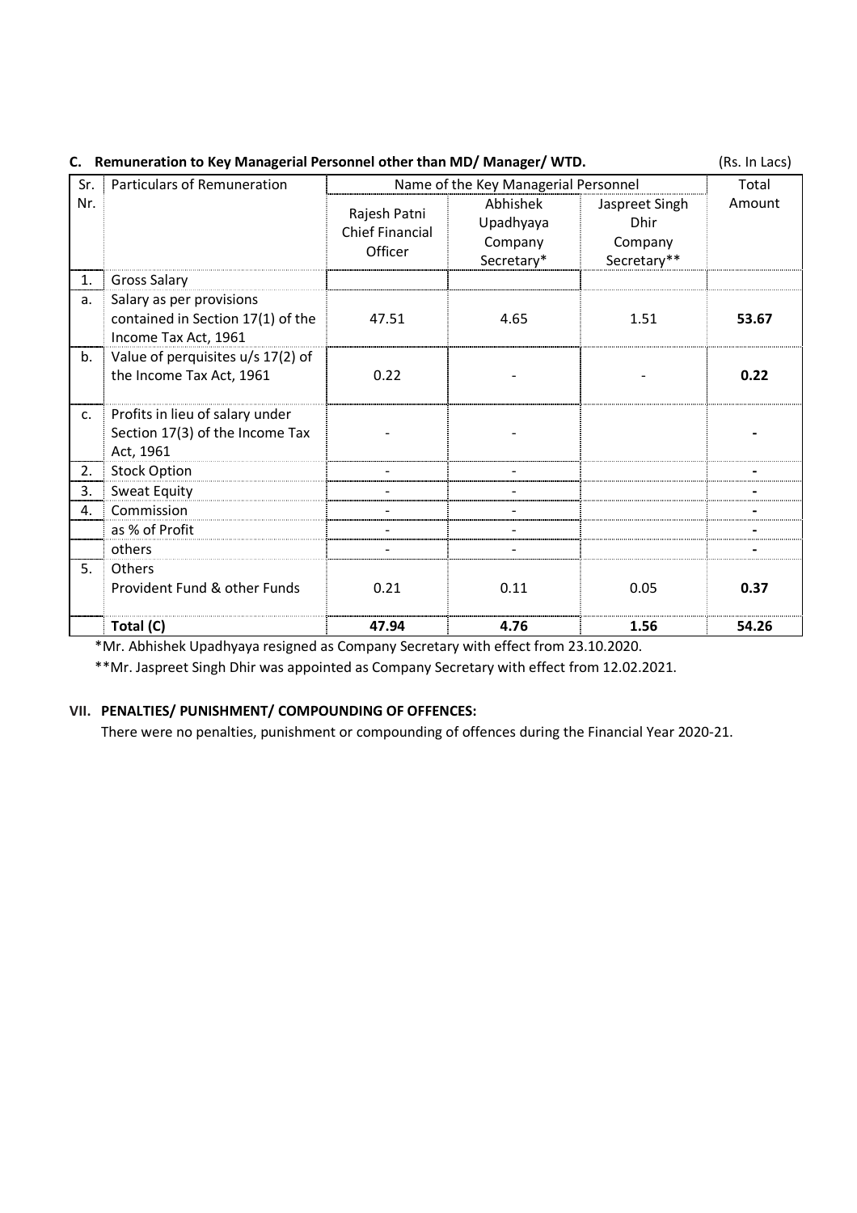**C. Remuneration to Key Managerial Personnel other than MD/ Manager/ WTD.** (Rs. In Lacs)

| Sr. Nr. | Particulars of Remuneration | Name of the Key Managerial Personnel | | | Total Amount |
|---|---|---|---|---|---|
| | | Rajesh Patni Chief Financial Officer | Abhishek Upadhyaya Company Secretary* | Jaspreet Singh Dhir Company Secretary** | |
| 1. | Gross Salary | | | | |
| a. | Salary as per provisions contained in Section 17(1) of the Income Tax Act, 1961 | 47.51 | 4.65 | 1.51 | **53.67** |
| b. | Value of perquisites u/s 17(2) of the Income Tax Act, 1961 | 0.22 | - | - | **0.22** |
| c. | Profits in lieu of salary under Section 17(3) of the Income Tax Act, 1961 | - | - | | **-** |
| 2. | Stock Option | - | - | | **-** |
| 3. | Sweat Equity | - | - | | **-** |
| 4. | Commission | - | - | | **-** |
| | as % of Profit | - | - | | **-** |
| | others | - | - | | **-** |
| 5. | Others<br>Provident Fund & other Funds | 0.21 | 0.11 | 0.05 | **0.37** |
| | **Total (C)** | **47.94** | **4.76** | **1.56** | **54.26** |

*Mr. Abhishek Upadhyaya resigned as Company Secretary with effect from 23.10.2020.

**Mr. Jaspreet Singh Dhir was appointed as Company Secretary with effect from 12.02.2021.

### VII. PENALTIES/ PUNISHMENT/ COMPOUNDING OF OFFENCES:

There were no penalties, punishment or compounding of offences during the Financial Year 2020-21.